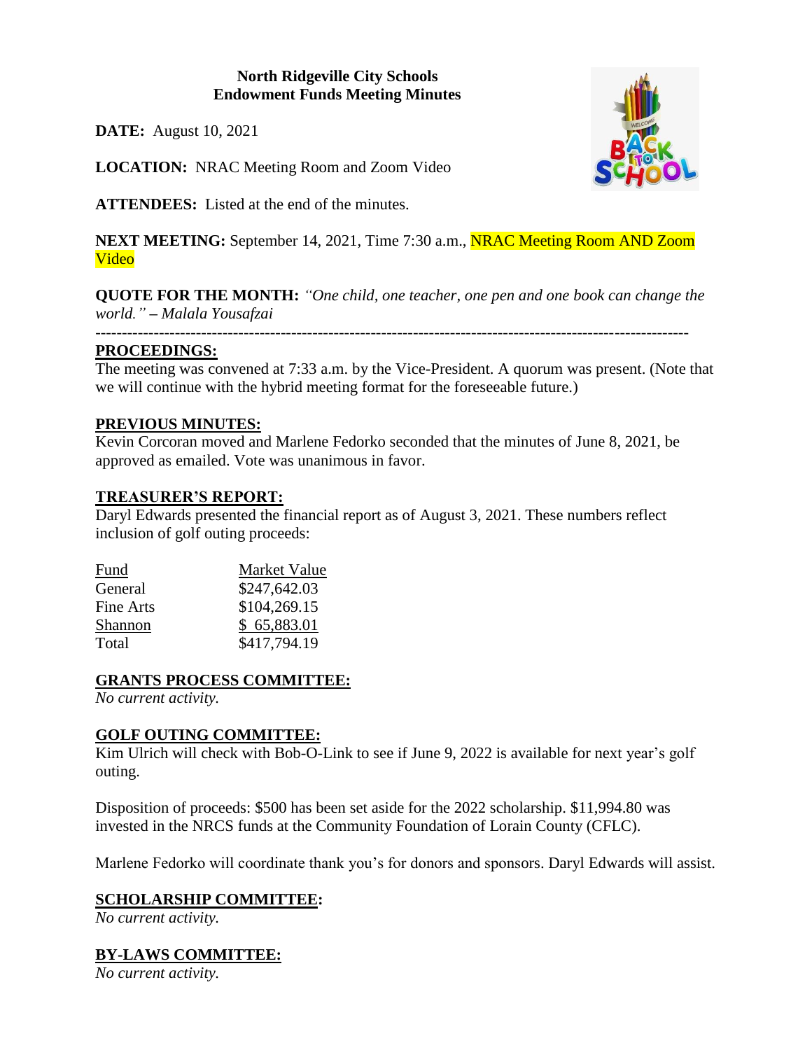**North Ridgeville City Schools**
**Endowment Funds Meeting Minutes**

**DATE:** August 10, 2021

**LOCATION:** NRAC Meeting Room and Zoom Video

**ATTENDEES:** Listed at the end of the minutes.

**NEXT MEETING:** September 14, 2021, Time 7:30 a.m., NRAC Meeting Room AND Zoom Video

**QUOTE FOR THE MONTH:** *"One child, one teacher, one pen and one book can change the world." – Malala Yousafzai*

---

## PROCEEDINGS:

The meeting was convened at 7:33 a.m. by the Vice-President. A quorum was present. (Note that we will continue with the hybrid meeting format for the foreseeable future.)

## PREVIOUS MINUTES:

Kevin Corcoran moved and Marlene Fedorko seconded that the minutes of June 8, 2021, be approved as emailed. Vote was unanimous in favor.

## TREASURER'S REPORT:

Daryl Edwards presented the financial report as of August 3, 2021. These numbers reflect inclusion of golf outing proceeds:

| Fund | Market Value |
|---|---|
| General | $247,642.03 |
| Fine Arts | $104,269.15 |
| Shannon | $ 65,883.01 |
| Total | $417,794.19 |

## GRANTS PROCESS COMMITTEE:

*No current activity.*

## GOLF OUTING COMMITTEE:

Kim Ulrich will check with Bob-O-Link to see if June 9, 2022 is available for next year's golf outing.

Disposition of proceeds: $500 has been set aside for the 2022 scholarship. $11,994.80 was invested in the NRCS funds at the Community Foundation of Lorain County (CFLC).

Marlene Fedorko will coordinate thank you's for donors and sponsors. Daryl Edwards will assist.

## SCHOLARSHIP COMMITTEE:

*No current activity.*

## BY-LAWS COMMITTEE:

*No current activity.*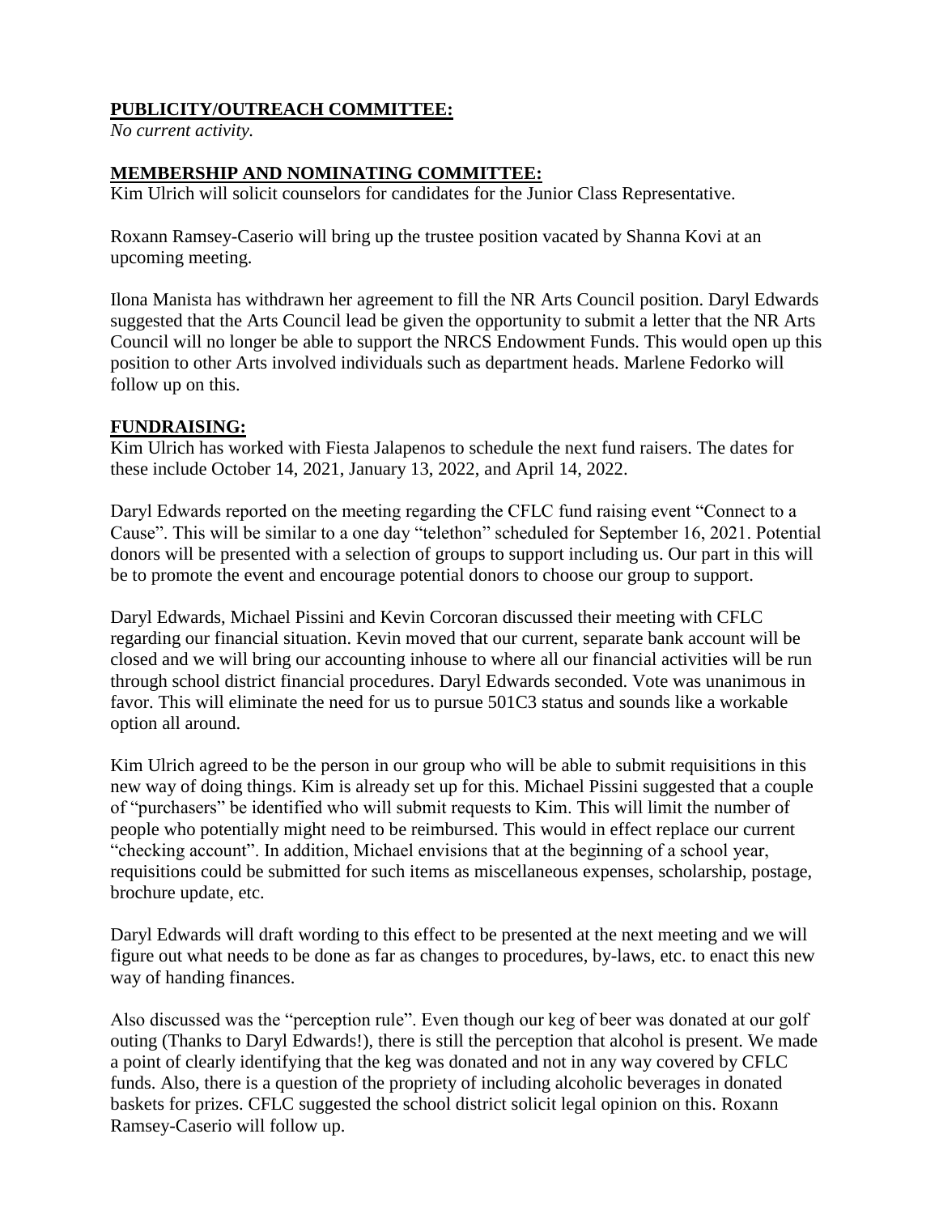**PUBLICITY/OUTREACH COMMITTEE:**
*No current activity.*

**MEMBERSHIP AND NOMINATING COMMITTEE:**
Kim Ulrich will solicit counselors for candidates for the Junior Class Representative.

Roxann Ramsey-Caserio will bring up the trustee position vacated by Shanna Kovi at an upcoming meeting.

Ilona Manista has withdrawn her agreement to fill the NR Arts Council position. Daryl Edwards suggested that the Arts Council lead be given the opportunity to submit a letter that the NR Arts Council will no longer be able to support the NRCS Endowment Funds. This would open up this position to other Arts involved individuals such as department heads. Marlene Fedorko will follow up on this.

**FUNDRAISING:**
Kim Ulrich has worked with Fiesta Jalapenos to schedule the next fund raisers. The dates for these include October 14, 2021, January 13, 2022, and April 14, 2022.

Daryl Edwards reported on the meeting regarding the CFLC fund raising event "Connect to a Cause". This will be similar to a one day "telethon" scheduled for September 16, 2021. Potential donors will be presented with a selection of groups to support including us. Our part in this will be to promote the event and encourage potential donors to choose our group to support.

Daryl Edwards, Michael Pissini and Kevin Corcoran discussed their meeting with CFLC regarding our financial situation. Kevin moved that our current, separate bank account will be closed and we will bring our accounting inhouse to where all our financial activities will be run through school district financial procedures. Daryl Edwards seconded. Vote was unanimous in favor. This will eliminate the need for us to pursue 501C3 status and sounds like a workable option all around.

Kim Ulrich agreed to be the person in our group who will be able to submit requisitions in this new way of doing things. Kim is already set up for this. Michael Pissini suggested that a couple of "purchasers" be identified who will submit requests to Kim. This will limit the number of people who potentially might need to be reimbursed. This would in effect replace our current "checking account". In addition, Michael envisions that at the beginning of a school year, requisitions could be submitted for such items as miscellaneous expenses, scholarship, postage, brochure update, etc.

Daryl Edwards will draft wording to this effect to be presented at the next meeting and we will figure out what needs to be done as far as changes to procedures, by-laws, etc. to enact this new way of handing finances.

Also discussed was the "perception rule". Even though our keg of beer was donated at our golf outing (Thanks to Daryl Edwards!), there is still the perception that alcohol is present. We made a point of clearly identifying that the keg was donated and not in any way covered by CFLC funds. Also, there is a question of the propriety of including alcoholic beverages in donated baskets for prizes. CFLC suggested the school district solicit legal opinion on this. Roxann Ramsey-Caserio will follow up.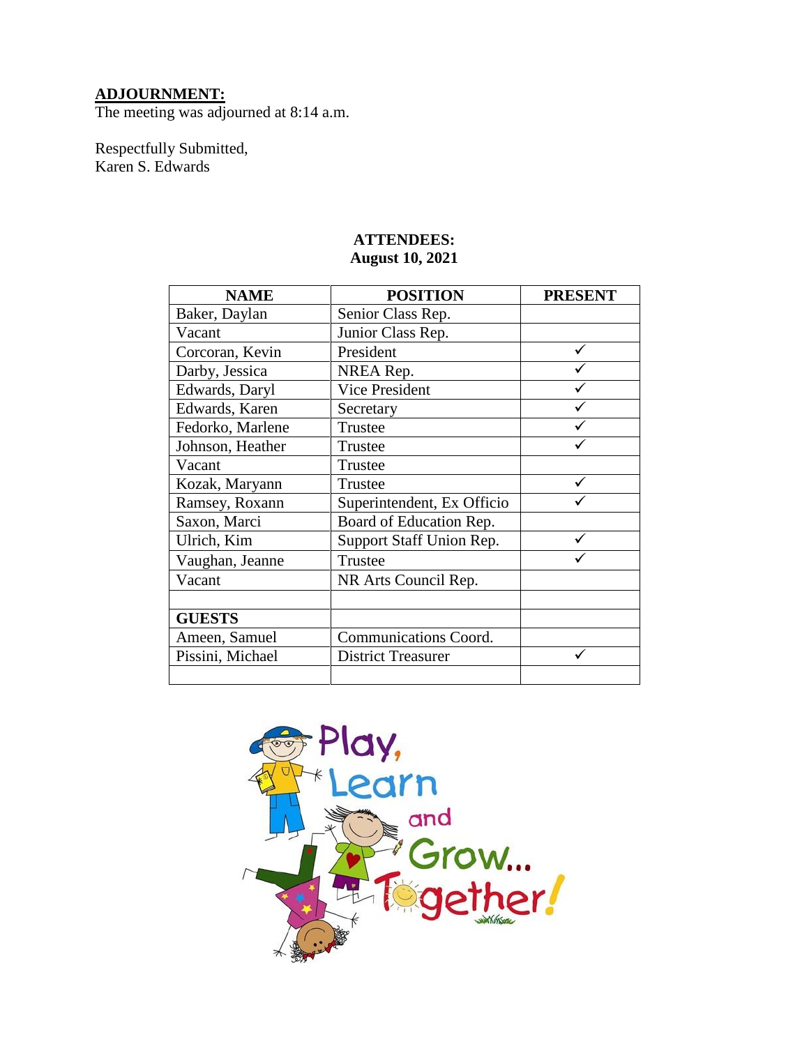**ADJOURNMENT:**
The meeting was adjourned at 8:14 a.m.

Respectfully Submitted,
Karen S. Edwards

**ATTENDEES:**
**August 10, 2021**

| NAME | POSITION | PRESENT |
|---|---|---|
| Baker, Daylan | Senior Class Rep. | |
| Vacant | Junior Class Rep. | |
| Corcoran, Kevin | President | ✓ |
| Darby, Jessica | NREA Rep. | ✓ |
| Edwards, Daryl | Vice President | ✓ |
| Edwards, Karen | Secretary | ✓ |
| Fedorko, Marlene | Trustee | ✓ |
| Johnson, Heather | Trustee | ✓ |
| Vacant | Trustee | |
| Kozak, Maryann | Trustee | ✓ |
| Ramsey, Roxann | Superintendent, Ex Officio | ✓ |
| Saxon, Marci | Board of Education Rep. | |
| Ulrich, Kim | Support Staff Union Rep. | ✓ |
| Vaughan, Jeanne | Trustee | ✓ |
| Vacant | NR Arts Council Rep. | |
| | | |
| **GUESTS** | | |
| Ameen, Samuel | Communications Coord. | |
| Pissini, Michael | District Treasurer | ✓ |
| | | |

Play, Learn and Grow... Together!